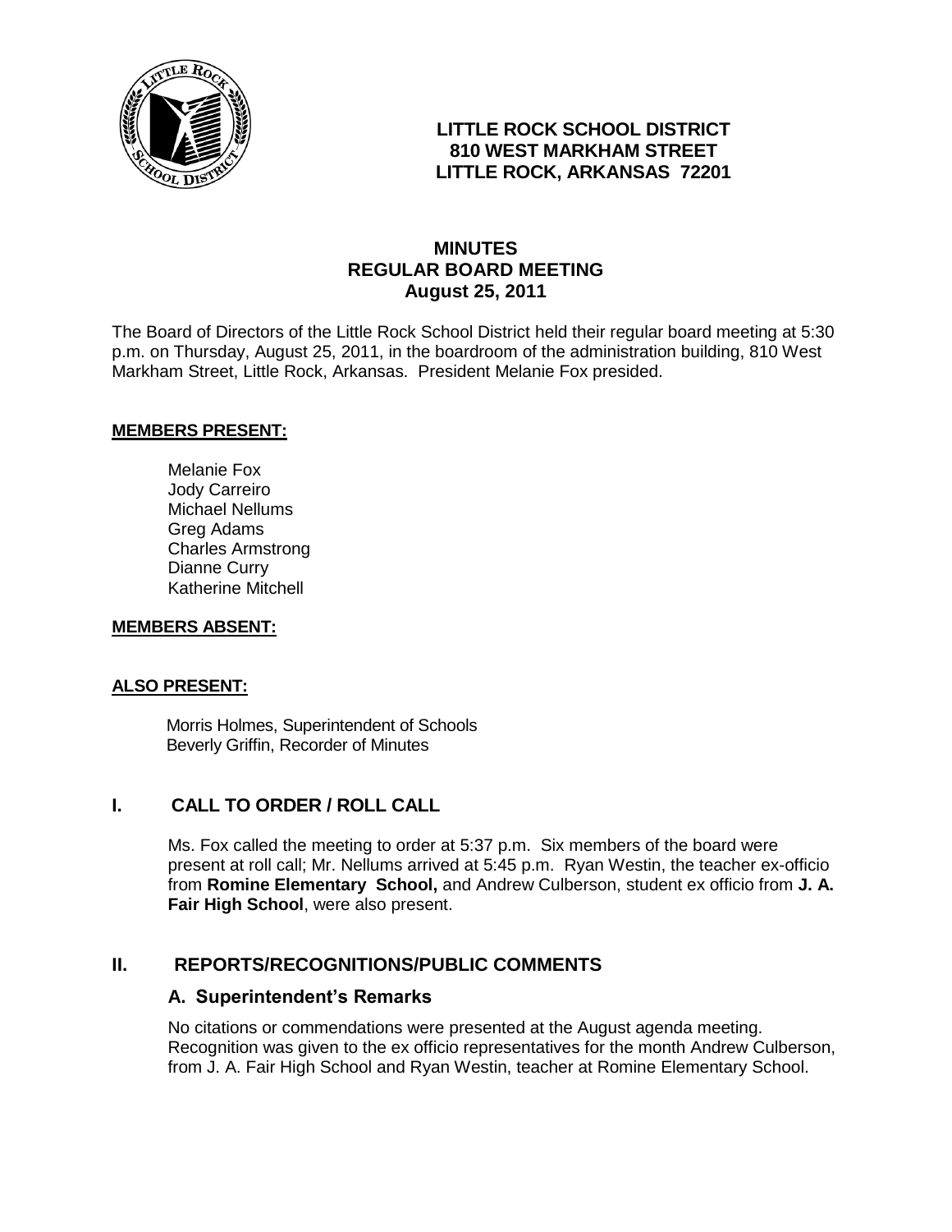**LITTLE ROCK SCHOOL DISTRICT**
**810 WEST MARKHAM STREET**
**LITTLE ROCK, ARKANSAS 72201**

# MINUTES
## REGULAR BOARD MEETING
### August 25, 2011

The Board of Directors of the Little Rock School District held their regular board meeting at 5:30 p.m. on Thursday, August 25, 2011, in the boardroom of the administration building, 810 West Markham Street, Little Rock, Arkansas. President Melanie Fox presided.

**MEMBERS PRESENT:**

Melanie Fox
Jody Carreiro
Michael Nellums
Greg Adams
Charles Armstrong
Dianne Curry
Katherine Mitchell

**MEMBERS ABSENT:**

**ALSO PRESENT:**

Morris Holmes, Superintendent of Schools
Beverly Griffin, Recorder of Minutes

## I. CALL TO ORDER / ROLL CALL

Ms. Fox called the meeting to order at 5:37 p.m. Six members of the board were present at roll call; Mr. Nellums arrived at 5:45 p.m. Ryan Westin, the teacher ex-officio from **Romine Elementary School,** and Andrew Culberson, student ex officio from **J. A. Fair High School**, were also present.

## II. REPORTS/RECOGNITIONS/PUBLIC COMMENTS

### A. Superintendent's Remarks

No citations or commendations were presented at the August agenda meeting. Recognition was given to the ex officio representatives for the month Andrew Culberson, from J. A. Fair High School and Ryan Westin, teacher at Romine Elementary School.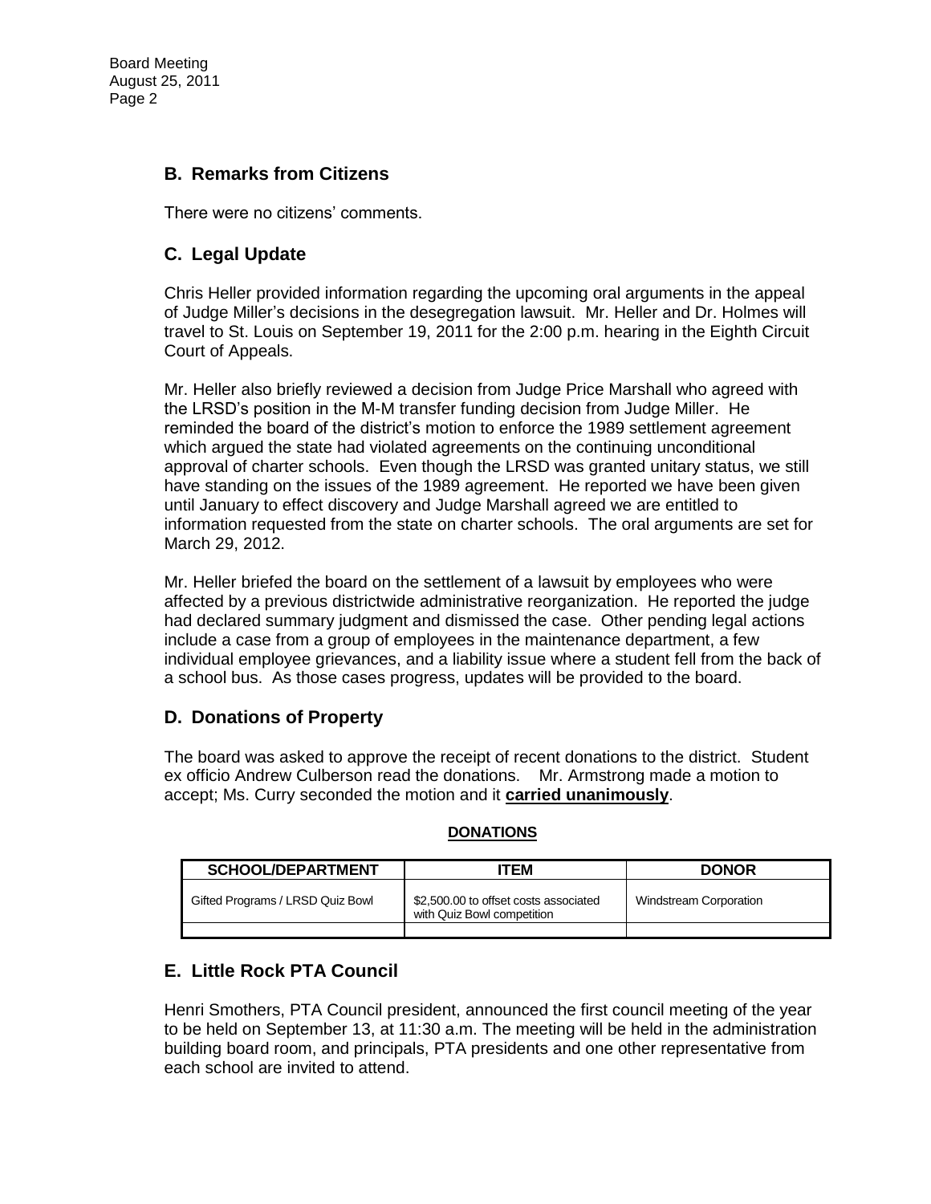## B. Remarks from Citizens

There were no citizens' comments.

## C. Legal Update

Chris Heller provided information regarding the upcoming oral arguments in the appeal of Judge Miller's decisions in the desegregation lawsuit. Mr. Heller and Dr. Holmes will travel to St. Louis on September 19, 2011 for the 2:00 p.m. hearing in the Eighth Circuit Court of Appeals.

Mr. Heller also briefly reviewed a decision from Judge Price Marshall who agreed with the LRSD's position in the M-M transfer funding decision from Judge Miller. He reminded the board of the district's motion to enforce the 1989 settlement agreement which argued the state had violated agreements on the continuing unconditional approval of charter schools. Even though the LRSD was granted unitary status, we still have standing on the issues of the 1989 agreement. He reported we have been given until January to effect discovery and Judge Marshall agreed we are entitled to information requested from the state on charter schools. The oral arguments are set for March 29, 2012.

Mr. Heller briefed the board on the settlement of a lawsuit by employees who were affected by a previous districtwide administrative reorganization. He reported the judge had declared summary judgment and dismissed the case. Other pending legal actions include a case from a group of employees in the maintenance department, a few individual employee grievances, and a liability issue where a student fell from the back of a school bus. As those cases progress, updates will be provided to the board.

## D. Donations of Property

The board was asked to approve the receipt of recent donations to the district. Student ex officio Andrew Culberson read the donations. Mr. Armstrong made a motion to accept; Ms. Curry seconded the motion and it **carried unanimously**.

**DONATIONS**

| SCHOOL/DEPARTMENT | ITEM | DONOR |
|---|---|---|
| Gifted Programs / LRSD Quiz Bowl | $2,500.00 to offset costs associated with Quiz Bowl competition | Windstream Corporation |
| | | |

## E. Little Rock PTA Council

Henri Smothers, PTA Council president, announced the first council meeting of the year to be held on September 13, at 11:30 a.m. The meeting will be held in the administration building board room, and principals, PTA presidents and one other representative from each school are invited to attend.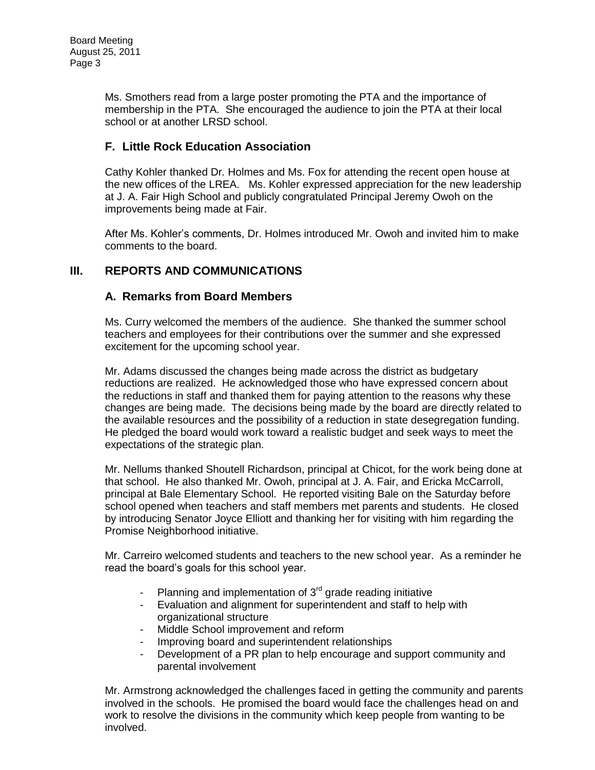Ms. Smothers read from a large poster promoting the PTA and the importance of membership in the PTA. She encouraged the audience to join the PTA at their local school or at another LRSD school.

### F. Little Rock Education Association

Cathy Kohler thanked Dr. Holmes and Ms. Fox for attending the recent open house at the new offices of the LREA. Ms. Kohler expressed appreciation for the new leadership at J. A. Fair High School and publicly congratulated Principal Jeremy Owoh on the improvements being made at Fair.

After Ms. Kohler's comments, Dr. Holmes introduced Mr. Owoh and invited him to make comments to the board.

## III. REPORTS AND COMMUNICATIONS

### A. Remarks from Board Members

Ms. Curry welcomed the members of the audience. She thanked the summer school teachers and employees for their contributions over the summer and she expressed excitement for the upcoming school year.

Mr. Adams discussed the changes being made across the district as budgetary reductions are realized. He acknowledged those who have expressed concern about the reductions in staff and thanked them for paying attention to the reasons why these changes are being made. The decisions being made by the board are directly related to the available resources and the possibility of a reduction in state desegregation funding. He pledged the board would work toward a realistic budget and seek ways to meet the expectations of the strategic plan.

Mr. Nellums thanked Shoutell Richardson, principal at Chicot, for the work being done at that school. He also thanked Mr. Owoh, principal at J. A. Fair, and Ericka McCarroll, principal at Bale Elementary School. He reported visiting Bale on the Saturday before school opened when teachers and staff members met parents and students. He closed by introducing Senator Joyce Elliott and thanking her for visiting with him regarding the Promise Neighborhood initiative.

Mr. Carreiro welcomed students and teachers to the new school year. As a reminder he read the board's goals for this school year.

- Planning and implementation of 3rd grade reading initiative
- Evaluation and alignment for superintendent and staff to help with organizational structure
- Middle School improvement and reform
- Improving board and superintendent relationships
- Development of a PR plan to help encourage and support community and parental involvement

Mr. Armstrong acknowledged the challenges faced in getting the community and parents involved in the schools. He promised the board would face the challenges head on and work to resolve the divisions in the community which keep people from wanting to be involved.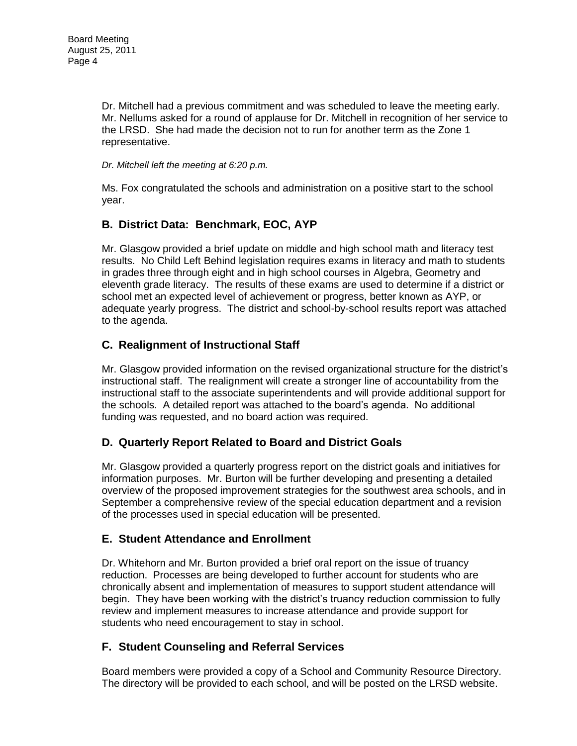Dr. Mitchell had a previous commitment and was scheduled to leave the meeting early. Mr. Nellums asked for a round of applause for Dr. Mitchell in recognition of her service to the LRSD. She had made the decision not to run for another term as the Zone 1 representative.

*Dr. Mitchell left the meeting at 6:20 p.m.*

Ms. Fox congratulated the schools and administration on a positive start to the school year.

## B. District Data: Benchmark, EOC, AYP

Mr. Glasgow provided a brief update on middle and high school math and literacy test results. No Child Left Behind legislation requires exams in literacy and math to students in grades three through eight and in high school courses in Algebra, Geometry and eleventh grade literacy. The results of these exams are used to determine if a district or school met an expected level of achievement or progress, better known as AYP, or adequate yearly progress. The district and school-by-school results report was attached to the agenda.

## C. Realignment of Instructional Staff

Mr. Glasgow provided information on the revised organizational structure for the district's instructional staff. The realignment will create a stronger line of accountability from the instructional staff to the associate superintendents and will provide additional support for the schools. A detailed report was attached to the board's agenda. No additional funding was requested, and no board action was required.

## D. Quarterly Report Related to Board and District Goals

Mr. Glasgow provided a quarterly progress report on the district goals and initiatives for information purposes. Mr. Burton will be further developing and presenting a detailed overview of the proposed improvement strategies for the southwest area schools, and in September a comprehensive review of the special education department and a revision of the processes used in special education will be presented.

## E. Student Attendance and Enrollment

Dr. Whitehorn and Mr. Burton provided a brief oral report on the issue of truancy reduction. Processes are being developed to further account for students who are chronically absent and implementation of measures to support student attendance will begin. They have been working with the district's truancy reduction commission to fully review and implement measures to increase attendance and provide support for students who need encouragement to stay in school.

## F. Student Counseling and Referral Services

Board members were provided a copy of a School and Community Resource Directory. The directory will be provided to each school, and will be posted on the LRSD website.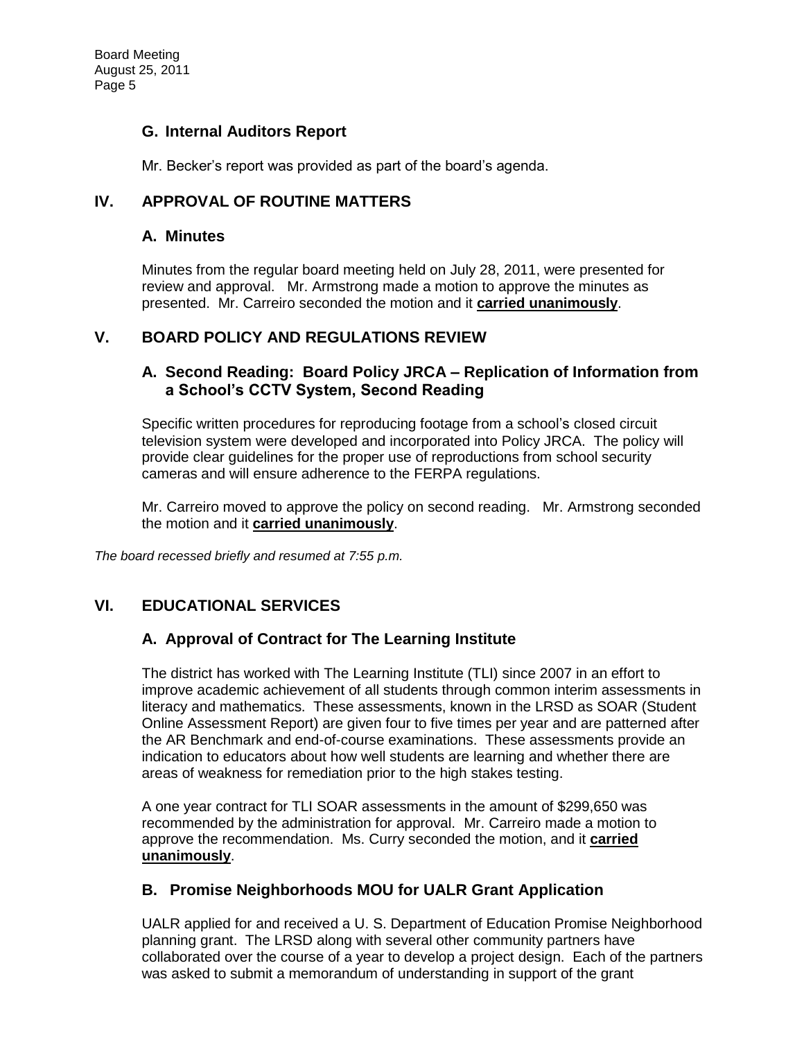### G. Internal Auditors Report

Mr. Becker's report was provided as part of the board's agenda.

## IV. APPROVAL OF ROUTINE MATTERS

### A. Minutes

Minutes from the regular board meeting held on July 28, 2011, were presented for review and approval. Mr. Armstrong made a motion to approve the minutes as presented. Mr. Carreiro seconded the motion and it **carried unanimously**.

## V. BOARD POLICY AND REGULATIONS REVIEW

### A. Second Reading: Board Policy JRCA – Replication of Information from a School's CCTV System, Second Reading

Specific written procedures for reproducing footage from a school's closed circuit television system were developed and incorporated into Policy JRCA. The policy will provide clear guidelines for the proper use of reproductions from school security cameras and will ensure adherence to the FERPA regulations.

Mr. Carreiro moved to approve the policy on second reading. Mr. Armstrong seconded the motion and it **carried unanimously**.

*The board recessed briefly and resumed at 7:55 p.m.*

## VI. EDUCATIONAL SERVICES

### A. Approval of Contract for The Learning Institute

The district has worked with The Learning Institute (TLI) since 2007 in an effort to improve academic achievement of all students through common interim assessments in literacy and mathematics. These assessments, known in the LRSD as SOAR (Student Online Assessment Report) are given four to five times per year and are patterned after the AR Benchmark and end-of-course examinations. These assessments provide an indication to educators about how well students are learning and whether there are areas of weakness for remediation prior to the high stakes testing.

A one year contract for TLI SOAR assessments in the amount of $299,650 was recommended by the administration for approval. Mr. Carreiro made a motion to approve the recommendation. Ms. Curry seconded the motion, and it **carried unanimously**.

### B. Promise Neighborhoods MOU for UALR Grant Application

UALR applied for and received a U. S. Department of Education Promise Neighborhood planning grant. The LRSD along with several other community partners have collaborated over the course of a year to develop a project design. Each of the partners was asked to submit a memorandum of understanding in support of the grant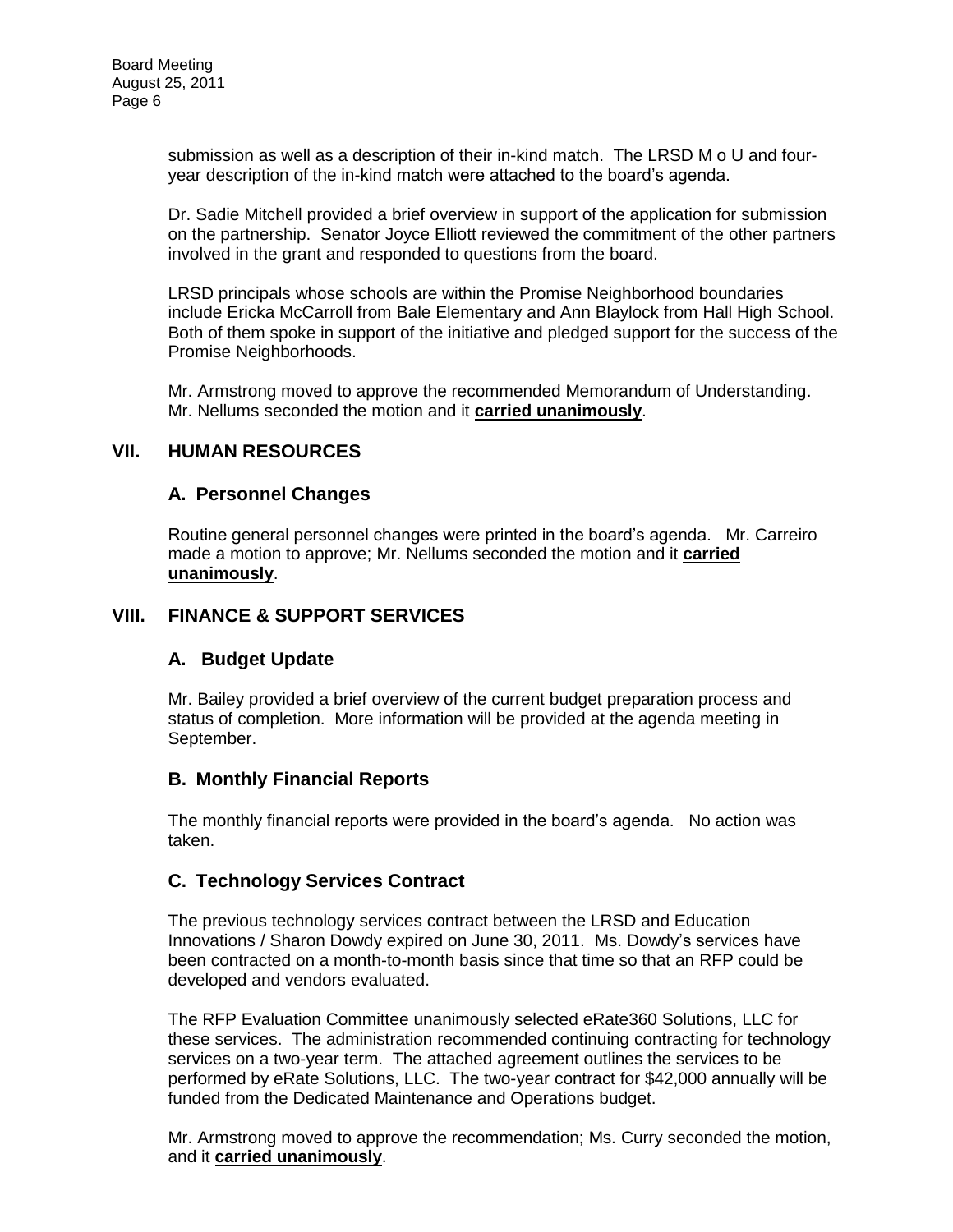submission as well as a description of their in-kind match. The LRSD M o U and four-year description of the in-kind match were attached to the board's agenda.

Dr. Sadie Mitchell provided a brief overview in support of the application for submission on the partnership. Senator Joyce Elliott reviewed the commitment of the other partners involved in the grant and responded to questions from the board.

LRSD principals whose schools are within the Promise Neighborhood boundaries include Ericka McCarroll from Bale Elementary and Ann Blaylock from Hall High School. Both of them spoke in support of the initiative and pledged support for the success of the Promise Neighborhoods.

Mr. Armstrong moved to approve the recommended Memorandum of Understanding. Mr. Nellums seconded the motion and it **carried unanimously**.

## VII. HUMAN RESOURCES

### A. Personnel Changes

Routine general personnel changes were printed in the board's agenda. Mr. Carreiro made a motion to approve; Mr. Nellums seconded the motion and it **carried unanimously**.

## VIII. FINANCE & SUPPORT SERVICES

### A. Budget Update

Mr. Bailey provided a brief overview of the current budget preparation process and status of completion. More information will be provided at the agenda meeting in September.

### B. Monthly Financial Reports

The monthly financial reports were provided in the board's agenda. No action was taken.

### C. Technology Services Contract

The previous technology services contract between the LRSD and Education Innovations / Sharon Dowdy expired on June 30, 2011. Ms. Dowdy's services have been contracted on a month-to-month basis since that time so that an RFP could be developed and vendors evaluated.

The RFP Evaluation Committee unanimously selected eRate360 Solutions, LLC for these services. The administration recommended continuing contracting for technology services on a two-year term. The attached agreement outlines the services to be performed by eRate Solutions, LLC. The two-year contract for $42,000 annually will be funded from the Dedicated Maintenance and Operations budget.

Mr. Armstrong moved to approve the recommendation; Ms. Curry seconded the motion, and it **carried unanimously**.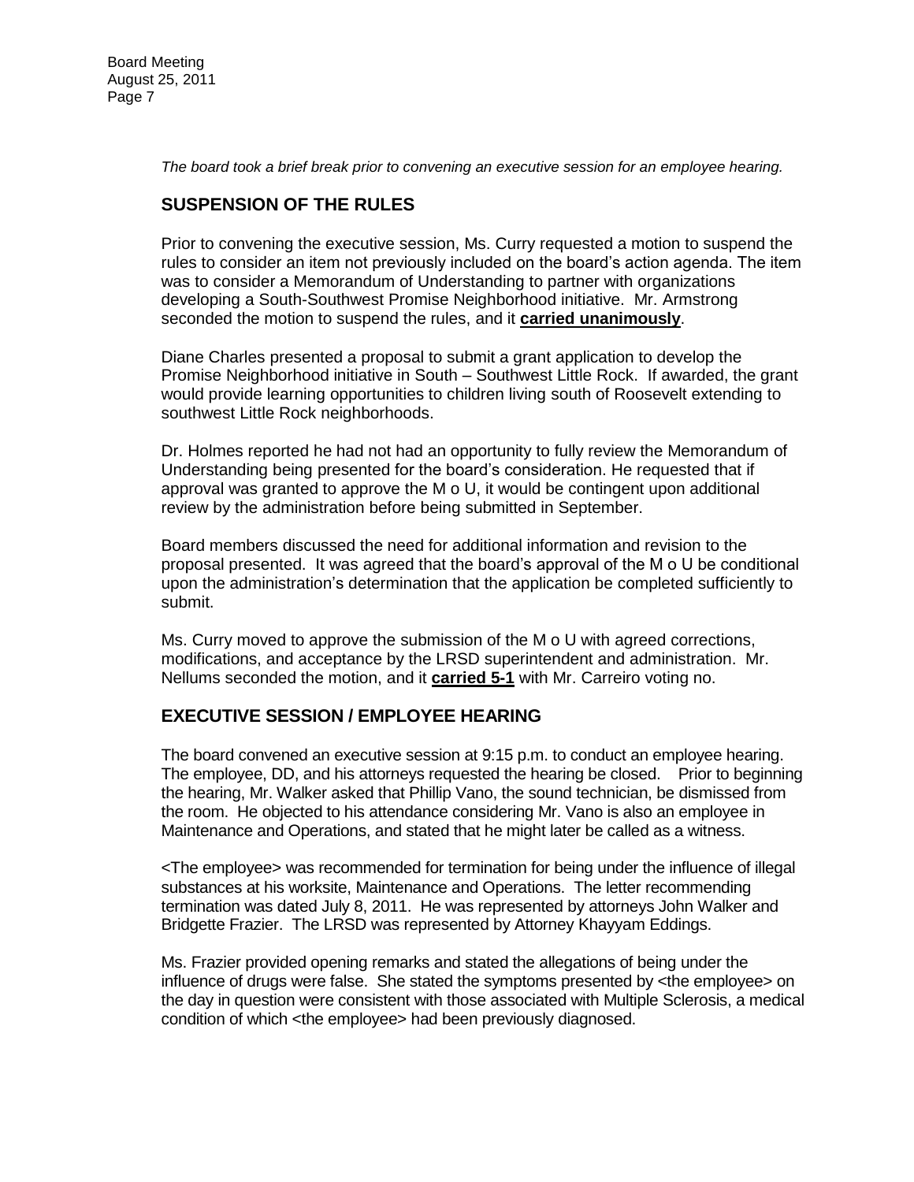*The board took a brief break prior to convening an executive session for an employee hearing.*

## SUSPENSION OF THE RULES

Prior to convening the executive session, Ms. Curry requested a motion to suspend the rules to consider an item not previously included on the board's action agenda. The item was to consider a Memorandum of Understanding to partner with organizations developing a South-Southwest Promise Neighborhood initiative. Mr. Armstrong seconded the motion to suspend the rules, and it **carried unanimously**.

Diane Charles presented a proposal to submit a grant application to develop the Promise Neighborhood initiative in South – Southwest Little Rock. If awarded, the grant would provide learning opportunities to children living south of Roosevelt extending to southwest Little Rock neighborhoods.

Dr. Holmes reported he had not had an opportunity to fully review the Memorandum of Understanding being presented for the board's consideration. He requested that if approval was granted to approve the M o U, it would be contingent upon additional review by the administration before being submitted in September.

Board members discussed the need for additional information and revision to the proposal presented. It was agreed that the board's approval of the M o U be conditional upon the administration's determination that the application be completed sufficiently to submit.

Ms. Curry moved to approve the submission of the M o U with agreed corrections, modifications, and acceptance by the LRSD superintendent and administration. Mr. Nellums seconded the motion, and it **carried 5-1** with Mr. Carreiro voting no.

## EXECUTIVE SESSION / EMPLOYEE HEARING

The board convened an executive session at 9:15 p.m. to conduct an employee hearing. The employee, DD, and his attorneys requested the hearing be closed. Prior to beginning the hearing, Mr. Walker asked that Phillip Vano, the sound technician, be dismissed from the room. He objected to his attendance considering Mr. Vano is also an employee in Maintenance and Operations, and stated that he might later be called as a witness.

<The employee> was recommended for termination for being under the influence of illegal substances at his worksite, Maintenance and Operations. The letter recommending termination was dated July 8, 2011. He was represented by attorneys John Walker and Bridgette Frazier. The LRSD was represented by Attorney Khayyam Eddings.

Ms. Frazier provided opening remarks and stated the allegations of being under the influence of drugs were false. She stated the symptoms presented by <the employee> on the day in question were consistent with those associated with Multiple Sclerosis, a medical condition of which <the employee> had been previously diagnosed.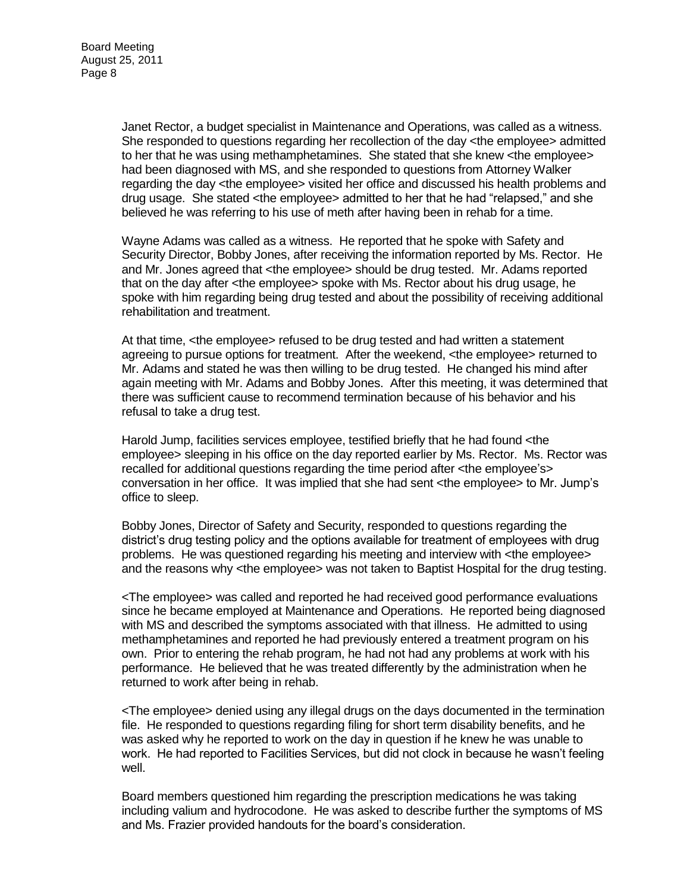Janet Rector, a budget specialist in Maintenance and Operations, was called as a witness. She responded to questions regarding her recollection of the day <the employee> admitted to her that he was using methamphetamines. She stated that she knew <the employee> had been diagnosed with MS, and she responded to questions from Attorney Walker regarding the day <the employee> visited her office and discussed his health problems and drug usage. She stated <the employee> admitted to her that he had "relapsed," and she believed he was referring to his use of meth after having been in rehab for a time.

Wayne Adams was called as a witness. He reported that he spoke with Safety and Security Director, Bobby Jones, after receiving the information reported by Ms. Rector. He and Mr. Jones agreed that <the employee> should be drug tested. Mr. Adams reported that on the day after <the employee> spoke with Ms. Rector about his drug usage, he spoke with him regarding being drug tested and about the possibility of receiving additional rehabilitation and treatment.

At that time, <the employee> refused to be drug tested and had written a statement agreeing to pursue options for treatment. After the weekend, <the employee> returned to Mr. Adams and stated he was then willing to be drug tested. He changed his mind after again meeting with Mr. Adams and Bobby Jones. After this meeting, it was determined that there was sufficient cause to recommend termination because of his behavior and his refusal to take a drug test.

Harold Jump, facilities services employee, testified briefly that he had found <the employee> sleeping in his office on the day reported earlier by Ms. Rector. Ms. Rector was recalled for additional questions regarding the time period after <the employee's> conversation in her office. It was implied that she had sent <the employee> to Mr. Jump's office to sleep.

Bobby Jones, Director of Safety and Security, responded to questions regarding the district's drug testing policy and the options available for treatment of employees with drug problems. He was questioned regarding his meeting and interview with <the employee> and the reasons why <the employee> was not taken to Baptist Hospital for the drug testing.

<The employee> was called and reported he had received good performance evaluations since he became employed at Maintenance and Operations. He reported being diagnosed with MS and described the symptoms associated with that illness. He admitted to using methamphetamines and reported he had previously entered a treatment program on his own. Prior to entering the rehab program, he had not had any problems at work with his performance. He believed that he was treated differently by the administration when he returned to work after being in rehab.

<The employee> denied using any illegal drugs on the days documented in the termination file. He responded to questions regarding filing for short term disability benefits, and he was asked why he reported to work on the day in question if he knew he was unable to work. He had reported to Facilities Services, but did not clock in because he wasn't feeling well.

Board members questioned him regarding the prescription medications he was taking including valium and hydrocodone. He was asked to describe further the symptoms of MS and Ms. Frazier provided handouts for the board's consideration.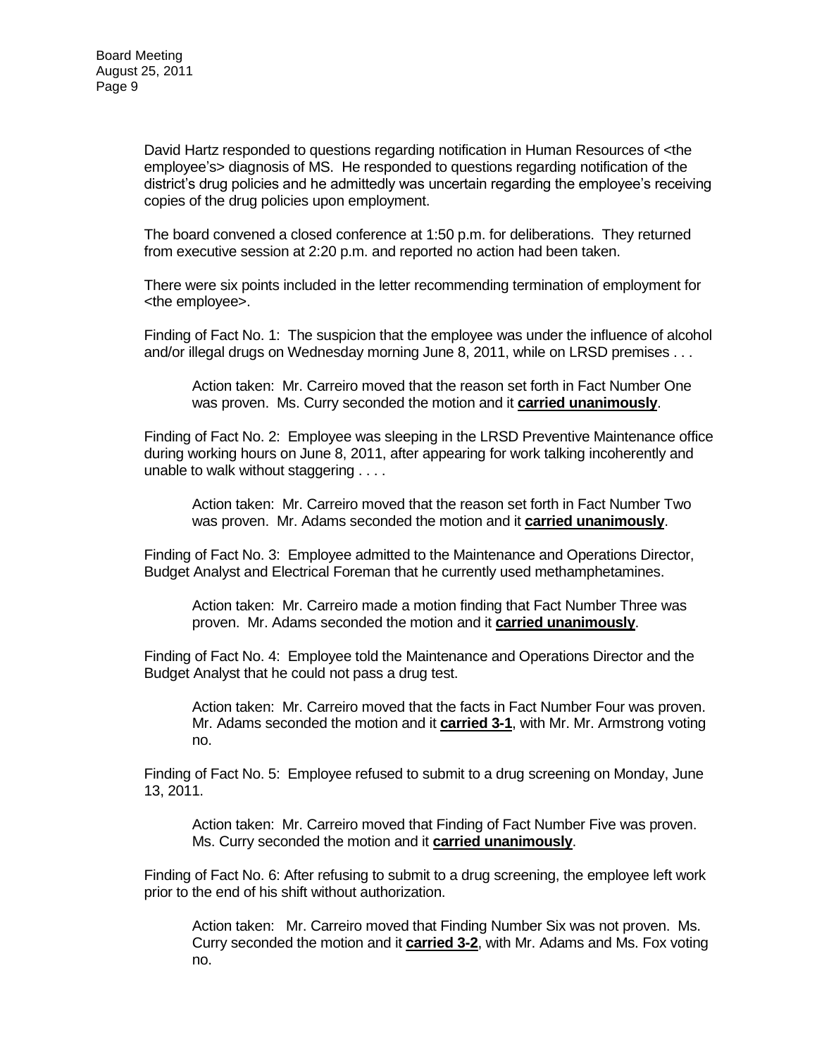David Hartz responded to questions regarding notification in Human Resources of <the employee's> diagnosis of MS. He responded to questions regarding notification of the district's drug policies and he admittedly was uncertain regarding the employee's receiving copies of the drug policies upon employment.

The board convened a closed conference at 1:50 p.m. for deliberations. They returned from executive session at 2:20 p.m. and reported no action had been taken.

There were six points included in the letter recommending termination of employment for <the employee>.

Finding of Fact No. 1: The suspicion that the employee was under the influence of alcohol and/or illegal drugs on Wednesday morning June 8, 2011, while on LRSD premises . . .

> Action taken: Mr. Carreiro moved that the reason set forth in Fact Number One was proven. Ms. Curry seconded the motion and it **carried unanimously**.

Finding of Fact No. 2: Employee was sleeping in the LRSD Preventive Maintenance office during working hours on June 8, 2011, after appearing for work talking incoherently and unable to walk without staggering . . . .

> Action taken: Mr. Carreiro moved that the reason set forth in Fact Number Two was proven. Mr. Adams seconded the motion and it **carried unanimously**.

Finding of Fact No. 3: Employee admitted to the Maintenance and Operations Director, Budget Analyst and Electrical Foreman that he currently used methamphetamines.

> Action taken: Mr. Carreiro made a motion finding that Fact Number Three was proven. Mr. Adams seconded the motion and it **carried unanimously**.

Finding of Fact No. 4: Employee told the Maintenance and Operations Director and the Budget Analyst that he could not pass a drug test.

> Action taken: Mr. Carreiro moved that the facts in Fact Number Four was proven. Mr. Adams seconded the motion and it **carried 3-1**, with Mr. Mr. Armstrong voting no.

Finding of Fact No. 5: Employee refused to submit to a drug screening on Monday, June 13, 2011.

> Action taken: Mr. Carreiro moved that Finding of Fact Number Five was proven. Ms. Curry seconded the motion and it **carried unanimously**.

Finding of Fact No. 6: After refusing to submit to a drug screening, the employee left work prior to the end of his shift without authorization.

> Action taken: Mr. Carreiro moved that Finding Number Six was not proven. Ms. Curry seconded the motion and it **carried 3-2**, with Mr. Adams and Ms. Fox voting no.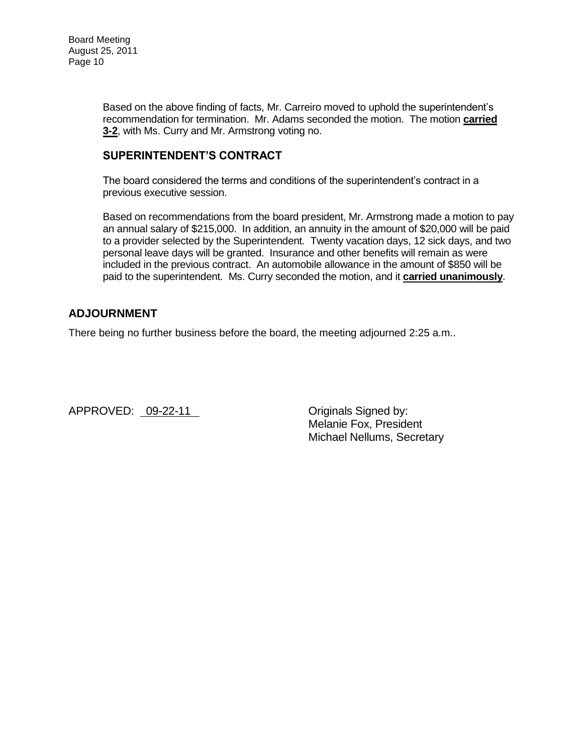Based on the above finding of facts, Mr. Carreiro moved to uphold the superintendent's recommendation for termination. Mr. Adams seconded the motion. The motion **carried 3-2**, with Ms. Curry and Mr. Armstrong voting no.

### SUPERINTENDENT'S CONTRACT

The board considered the terms and conditions of the superintendent's contract in a previous executive session.

Based on recommendations from the board president, Mr. Armstrong made a motion to pay an annual salary of $215,000. In addition, an annuity in the amount of $20,000 will be paid to a provider selected by the Superintendent. Twenty vacation days, 12 sick days, and two personal leave days will be granted. Insurance and other benefits will remain as were included in the previous contract. An automobile allowance in the amount of $850 will be paid to the superintendent. Ms. Curry seconded the motion, and it **carried unanimously**.

## ADJOURNMENT

There being no further business before the board, the meeting adjourned 2:25 a.m..

APPROVED: 09-22-11

Originals Signed by:
Melanie Fox, President
Michael Nellums, Secretary